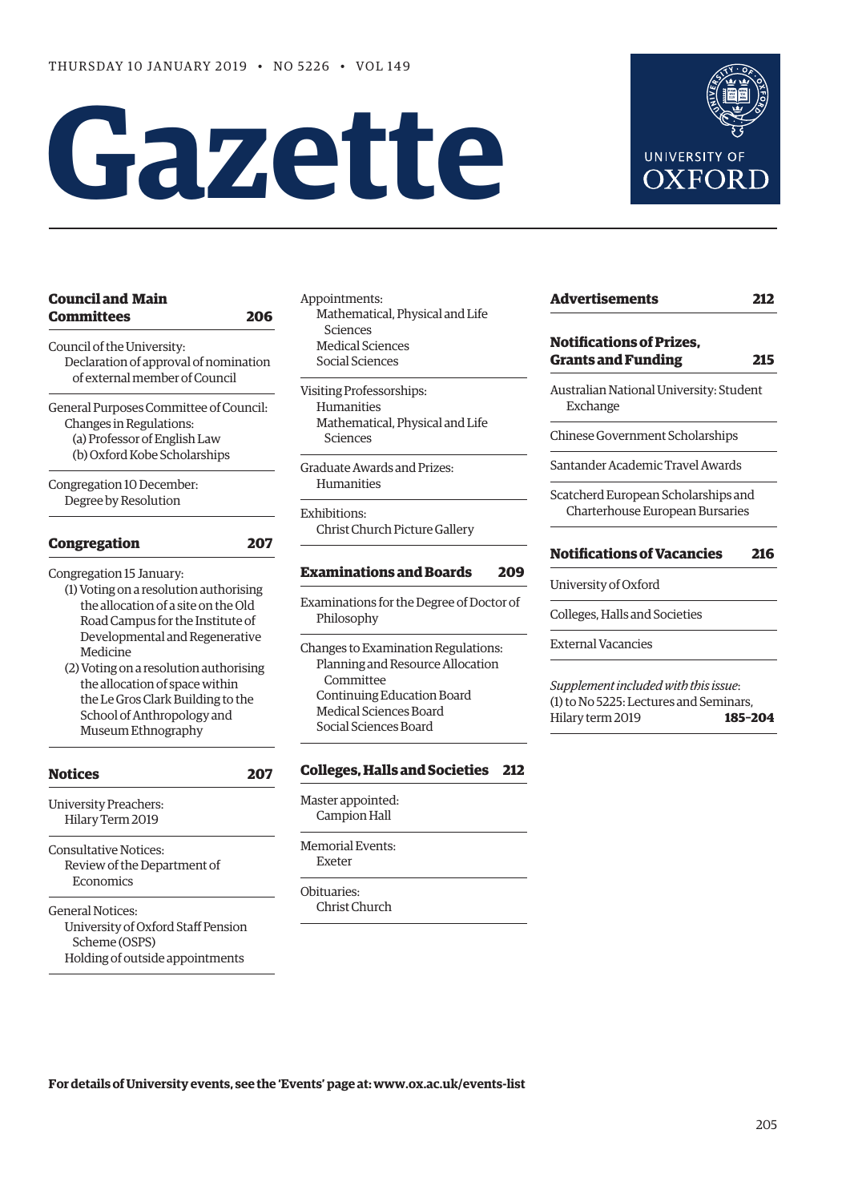THURSDAY 10 JANUARY 2019 • NO 5226 • VOL 149

# Gazette

UNIVERSITY OF OXFORD

**Council and Main Committees** **206**

Council of the University:
- Declaration of approval of nomination of external member of Council

General Purposes Committee of Council:
- Changes in Regulations:
  - (a) Professor of English Law
  - (b) Oxford Kobe Scholarships

Congregation 10 December:
- Degree by Resolution

**Congregation** **207**

Congregation 15 January:
- (1) Voting on a resolution authorising the allocation of a site on the Old Road Campus for the Institute of Developmental and Regenerative Medicine
- (2) Voting on a resolution authorising the allocation of space within the Le Gros Clark Building to the School of Anthropology and Museum Ethnography

**Notices** **207**

University Preachers:
- Hilary Term 2019

Consultative Notices:
- Review of the Department of Economics

General Notices:
- University of Oxford Staff Pension Scheme (OSPS)
- Holding of outside appointments

Appointments:
- Mathematical, Physical and Life Sciences
- Medical Sciences
- Social Sciences

Visiting Professorships:
- Humanities
- Mathematical, Physical and Life Sciences

Graduate Awards and Prizes:
- Humanities

Exhibitions:
- Christ Church Picture Gallery

**Examinations and Boards** **209**

Examinations for the Degree of Doctor of Philosophy

Changes to Examination Regulations:
- Planning and Resource Allocation Committee
- Continuing Education Board
- Medical Sciences Board
- Social Sciences Board

**Colleges, Halls and Societies** **212**

Master appointed:
- Campion Hall

Memorial Events:
- Exeter

Obituaries:
- Christ Church

**Advertisements** **212**

**Notifications of Prizes, Grants and Funding** **215**

Australian National University: Student Exchange

Chinese Government Scholarships

Santander Academic Travel Awards

Scatcherd European Scholarships and Charterhouse European Bursaries

**Notifications of Vacancies** **216**

University of Oxford

Colleges, Halls and Societies

External Vacancies

*Supplement included with this issue*:
(1) to No 5225: Lectures and Seminars, Hilary term 2019 **185–204**

**For details of University events, see the 'Events' page at: www.ox.ac.uk/events-list**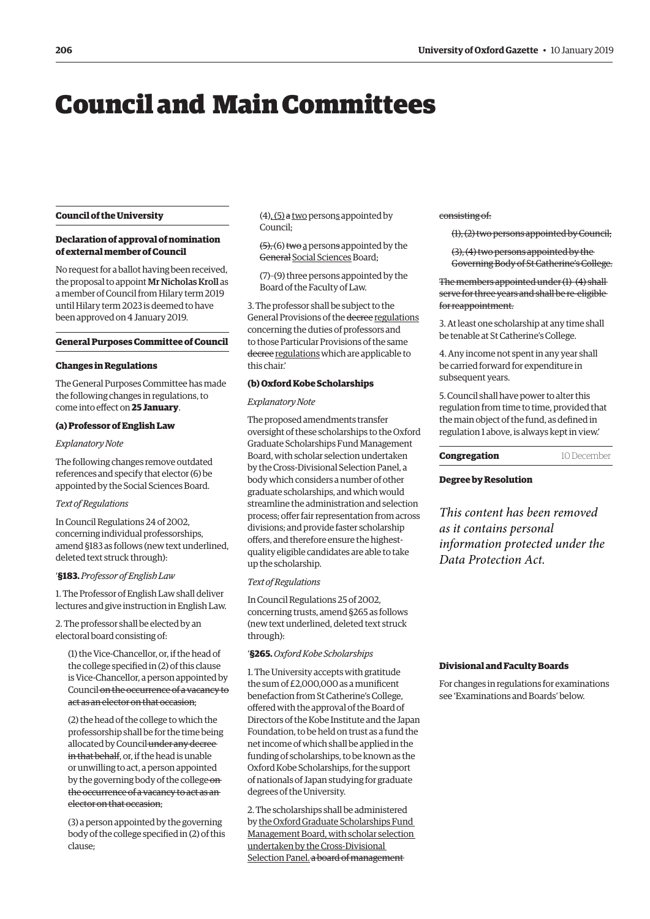# Council and Main Committees

## Council of the University

### Declaration of approval of nomination of external member of Council

No request for a ballot having been received, the proposal to appoint **Mr Nicholas Kroll** as a member of Council from Hilary term 2019 until Hilary term 2023 is deemed to have been approved on 4 January 2019.

## General Purposes Committee of Council

### Changes in Regulations

The General Purposes Committee has made the following changes in regulations, to come into effect on **25 January**.

#### (a) Professor of English Law

*Explanatory Note*

The following changes remove outdated references and specify that elector (6) be appointed by the Social Sciences Board.

*Text of Regulations*

In Council Regulations 24 of 2002, concerning individual professorships, amend §183 as follows (new text underlined, deleted text struck through):

'**§183.** *Professor of English Law*

1. The Professor of English Law shall deliver lectures and give instruction in English Law.

2. The professor shall be elected by an electoral board consisting of:

(1) the Vice-Chancellor, or, if the head of the college specified in (2) of this clause is Vice-Chancellor, a person appointed by Council ~~on the occurrence of a vacancy to act as an elector on that occasion~~;

(2) the head of the college to which the professorship shall be for the time being allocated by Council ~~under any decree in that behalf~~, or, if the head is unable or unwilling to act, a person appointed by the governing body of the college ~~on the occurrence of a vacancy to act as an elector on that occasion~~;

(3) a person appointed by the governing body of the college specified in (2) of this clause;

(4), (5) ~~a~~ two persons appointed by Council;

~~(5),~~ (6) ~~two~~ a person~~s~~ appointed by the ~~General~~ Social Sciences Board;

(7)–(9) three persons appointed by the Board of the Faculty of Law.

3. The professor shall be subject to the General Provisions of the ~~decree~~ regulations concerning the duties of professors and to those Particular Provisions of the same ~~decree~~ regulations which are applicable to this chair.'

#### (b) Oxford Kobe Scholarships

*Explanatory Note*

The proposed amendments transfer oversight of these scholarships to the Oxford Graduate Scholarships Fund Management Board, with scholar selection undertaken by the Cross-Divisional Selection Panel, a body which considers a number of other graduate scholarships, and which would streamline the administration and selection process; offer fair representation from across divisions; and provide faster scholarship offers, and therefore ensure the highest-quality eligible candidates are able to take up the scholarship.

*Text of Regulations*

In Council Regulations 25 of 2002, concerning trusts, amend §265 as follows (new text underlined, deleted text struck through):

'**§265.** *Oxford Kobe Scholarships*

1. The University accepts with gratitude the sum of £2,000,000 as a munificent benefaction from St Catherine's College, offered with the approval of the Board of Directors of the Kobe Institute and the Japan Foundation, to be held on trust as a fund the net income of which shall be applied in the funding of scholarships, to be known as the Oxford Kobe Scholarships, for the support of nationals of Japan studying for graduate degrees of the University.

2. The scholarships shall be administered by the Oxford Graduate Scholarships Fund Management Board, with scholar selection undertaken by the Cross-Divisional Selection Panel. ~~a board of management consisting of:~~

~~(1), (2) two persons appointed by Council;~~

~~(3), (4) two persons appointed by the Governing Body of St Catherine's College.~~

~~The members appointed under (1)–(4) shall serve for three years and shall be re-eligible for reappointment.~~

3. At least one scholarship at any time shall be tenable at St Catherine's College.

4. Any income not spent in any year shall be carried forward for expenditure in subsequent years.

5. Council shall have power to alter this regulation from time to time, provided that the main object of the fund, as defined in regulation 1 above, is always kept in view.'

## Congregation

10 December

### Degree by Resolution

*This content has been removed as it contains personal information protected under the Data Protection Act.*

## Divisional and Faculty Boards

For changes in regulations for examinations see 'Examinations and Boards' below.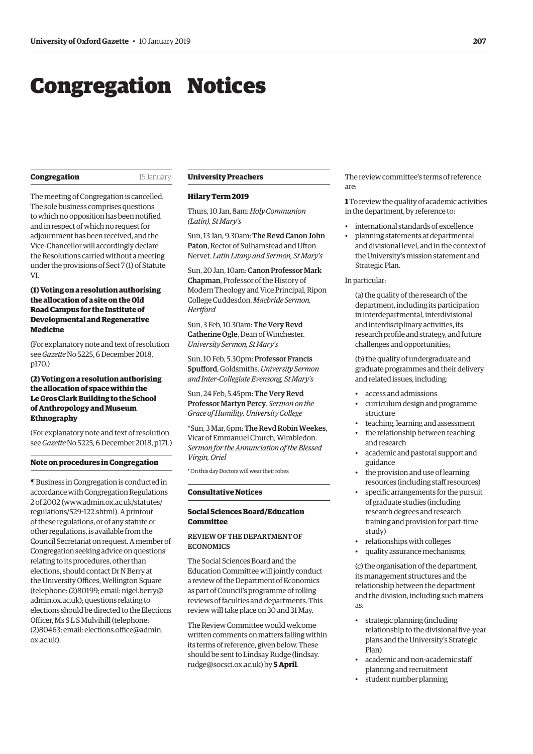# Congregation Notices

**Congregation** 15 January

The meeting of Congregation is cancelled. The sole business comprises questions to which no opposition has been notified and in respect of which no request for adjournment has been received, and the Vice-Chancellor will accordingly declare the Resolutions carried without a meeting under the provisions of Sect 7 (1) of Statute VI.

**(1) Voting on a resolution authorising the allocation of a site on the Old Road Campus for the Institute of Developmental and Regenerative Medicine**

(For explanatory note and text of resolution see *Gazette* No 5225, 6 December 2018, p170.)

**(2) Voting on a resolution authorising the allocation of space within the Le Gros Clark Building to the School of Anthropology and Museum Ethnography**

(For explanatory note and text of resolution see *Gazette* No 5225, 6 December 2018, p171.)

**Note on procedures in Congregation**

¶ Business in Congregation is conducted in accordance with Congregation Regulations 2 of 2002 (www.admin.ox.ac.uk/statutes/regulations/529-122.shtml). A printout of these regulations, or of any statute or other regulations, is available from the Council Secretariat on request. A member of Congregation seeking advice on questions relating to its procedures, other than elections, should contact Dr N Berry at the University Offices, Wellington Square (telephone: (2)80199; email: nigel.berry@admin.ox.ac.uk); questions relating to elections should be directed to the Elections Officer, Ms S L S Mulvihill (telephone: (2)80463; email: elections.office@admin.ox.ac.uk).

**University Preachers**

**Hilary Term 2019**

Thurs, 10 Jan, 8am: *Holy Communion (Latin), St Mary's*

Sun, 13 Jan, 9.30am: **The Revd Canon John Paton**, Rector of Sulhamstead and Ufton Nervet. *Latin Litany and Sermon, St Mary's*

Sun, 20 Jan, 10am: **Canon Professor Mark Chapman**, Professor of the History of Modern Theology and Vice Principal, Ripon College Cuddesdon. *Macbride Sermon, Hertford*

Sun, 3 Feb, 10.30am: **The Very Revd Catherine Ogle**, Dean of Winchester. *University Sermon, St Mary's*

Sun, 10 Feb, 5.30pm: **Professor Francis Spufford**, Goldsmiths. *University Sermon and Inter-Collegiate Evensong, St Mary's*

Sun, 24 Feb, 5.45pm: **The Very Revd Professor Martyn Percy**. *Sermon on the Grace of Humility, University College*

*Sun, 3 Mar, 6pm: **The Revd Robin Weekes**, Vicar of Emmanuel Church, Wimbledon. *Sermon for the Annunciation of the Blessed Virgin, Oriel*

* On this day Doctors will wear their robes

**Consultative Notices**

**Social Sciences Board/Education Committee**

REVIEW OF THE DEPARTMENT OF ECONOMICS

The Social Sciences Board and the Education Committee will jointly conduct a review of the Department of Economics as part of Council's programme of rolling reviews of faculties and departments. This review will take place on 30 and 31 May.

The Review Committee would welcome written comments on matters falling within its terms of reference, given below. These should be sent to Lindsay Rudge (lindsay.rudge@socsci.ox.ac.uk) by **5 April**.

The review committee's terms of reference are:

**1** To review the quality of academic activities in the department, by reference to:

- international standards of excellence
- planning statements at departmental and divisional level, and in the context of the University's mission statement and Strategic Plan.

In particular:

(a) the quality of the research of the department, including its participation in interdepartmental, interdivisional and interdisciplinary activities, its research profile and strategy, and future challenges and opportunities;

(b) the quality of undergraduate and graduate programmes and their delivery and related issues, including:

- access and admissions
- curriculum design and programme structure
- teaching, learning and assessment
- the relationship between teaching and research
- academic and pastoral support and guidance
- the provision and use of learning resources (including staff resources)
- specific arrangements for the pursuit of graduate studies (including research degrees and research training and provision for part-time study)
- relationships with colleges
- quality assurance mechanisms;

(c) the organisation of the department, its management structures and the relationship between the department and the division, including such matters as:

- strategic planning (including relationship to the divisional five-year plans and the University's Strategic Plan)
- academic and non-academic staff planning and recruitment
- student number planning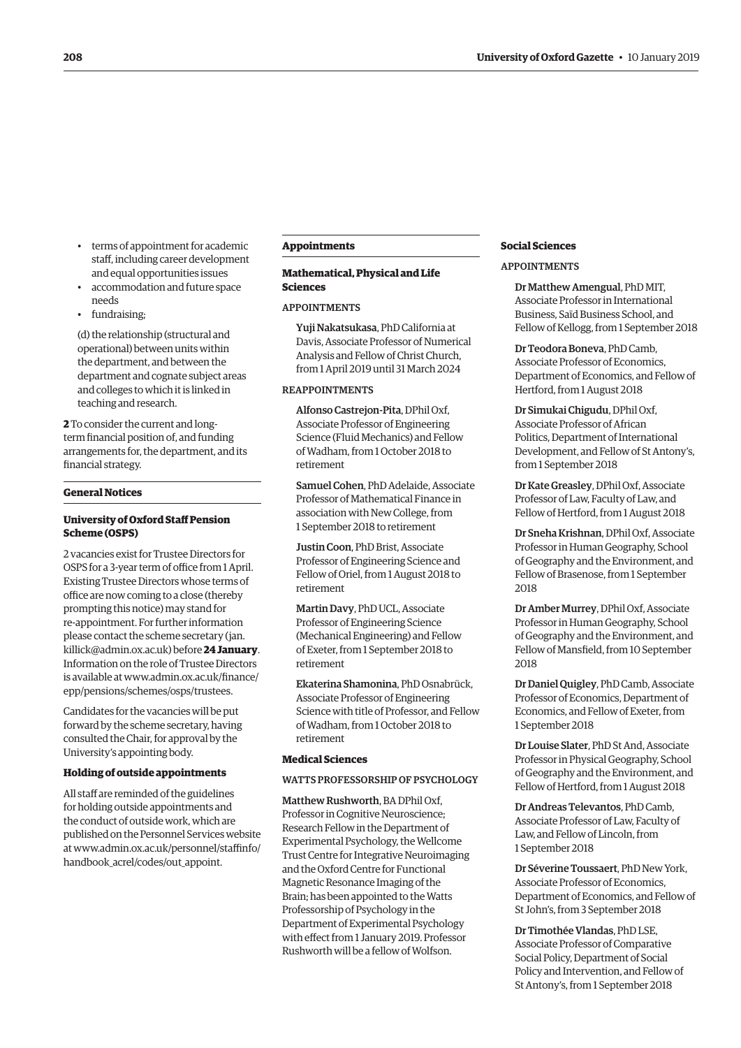- terms of appointment for academic staff, including career development and equal opportunities issues
- accommodation and future space needs
- fundraising;

(d) the relationship (structural and operational) between units within the department, and between the department and cognate subject areas and colleges to which it is linked in teaching and research.

**2** To consider the current and long-term financial position of, and funding arrangements for, the department, and its financial strategy.

## General Notices

### University of Oxford Staff Pension Scheme (OSPS)

2 vacancies exist for Trustee Directors for OSPS for a 3-year term of office from 1 April. Existing Trustee Directors whose terms of office are now coming to a close (thereby prompting this notice) may stand for re-appointment. For further information please contact the scheme secretary (jan.killick@admin.ox.ac.uk) before **24 January**. Information on the role of Trustee Directors is available at www.admin.ox.ac.uk/finance/epp/pensions/schemes/osps/trustees.

Candidates for the vacancies will be put forward by the scheme secretary, having consulted the Chair, for approval by the University's appointing body.

### Holding of outside appointments

All staff are reminded of the guidelines for holding outside appointments and the conduct of outside work, which are published on the Personnel Services website at www.admin.ox.ac.uk/personnel/staffinfo/handbook_acrel/codes/out_appoint.

## Appointments

### Mathematical, Physical and Life Sciences

APPOINTMENTS

**Yuji Nakatsukasa**, PhD California at Davis, Associate Professor of Numerical Analysis and Fellow of Christ Church, from 1 April 2019 until 31 March 2024

REAPPOINTMENTS

**Alfonso Castrejon-Pita**, DPhil Oxf, Associate Professor of Engineering Science (Fluid Mechanics) and Fellow of Wadham, from 1 October 2018 to retirement

**Samuel Cohen**, PhD Adelaide, Associate Professor of Mathematical Finance in association with New College, from 1 September 2018 to retirement

**Justin Coon**, PhD Brist, Associate Professor of Engineering Science and Fellow of Oriel, from 1 August 2018 to retirement

**Martin Davy**, PhD UCL, Associate Professor of Engineering Science (Mechanical Engineering) and Fellow of Exeter, from 1 September 2018 to retirement

**Ekaterina Shamonina**, PhD Osnabrück, Associate Professor of Engineering Science with title of Professor, and Fellow of Wadham, from 1 October 2018 to retirement

### Medical Sciences

WATTS PROFESSORSHIP OF PSYCHOLOGY

**Matthew Rushworth**, BA DPhil Oxf, Professor in Cognitive Neuroscience; Research Fellow in the Department of Experimental Psychology, the Wellcome Trust Centre for Integrative Neuroimaging and the Oxford Centre for Functional Magnetic Resonance Imaging of the Brain; has been appointed to the Watts Professorship of Psychology in the Department of Experimental Psychology with effect from 1 January 2019. Professor Rushworth will be a fellow of Wolfson.

### Social Sciences

APPOINTMENTS

**Dr Matthew Amengual**, PhD MIT, Associate Professor in International Business, Saïd Business School, and Fellow of Kellogg, from 1 September 2018

**Dr Teodora Boneva**, PhD Camb, Associate Professor of Economics, Department of Economics, and Fellow of Hertford, from 1 August 2018

**Dr Simukai Chigudu**, DPhil Oxf, Associate Professor of African Politics, Department of International Development, and Fellow of St Antony's, from 1 September 2018

**Dr Kate Greasley**, DPhil Oxf, Associate Professor of Law, Faculty of Law, and Fellow of Hertford, from 1 August 2018

**Dr Sneha Krishnan**, DPhil Oxf, Associate Professor in Human Geography, School of Geography and the Environment, and Fellow of Brasenose, from 1 September 2018

**Dr Amber Murrey**, DPhil Oxf, Associate Professor in Human Geography, School of Geography and the Environment, and Fellow of Mansfield, from 10 September 2018

**Dr Daniel Quigley**, PhD Camb, Associate Professor of Economics, Department of Economics, and Fellow of Exeter, from 1 September 2018

**Dr Louise Slater**, PhD St And, Associate Professor in Physical Geography, School of Geography and the Environment, and Fellow of Hertford, from 1 August 2018

**Dr Andreas Televantos**, PhD Camb, Associate Professor of Law, Faculty of Law, and Fellow of Lincoln, from 1 September 2018

**Dr Séverine Toussaert**, PhD New York, Associate Professor of Economics, Department of Economics, and Fellow of St John's, from 3 September 2018

**Dr Timothée Vlandas**, PhD LSE, Associate Professor of Comparative Social Policy, Department of Social Policy and Intervention, and Fellow of St Antony's, from 1 September 2018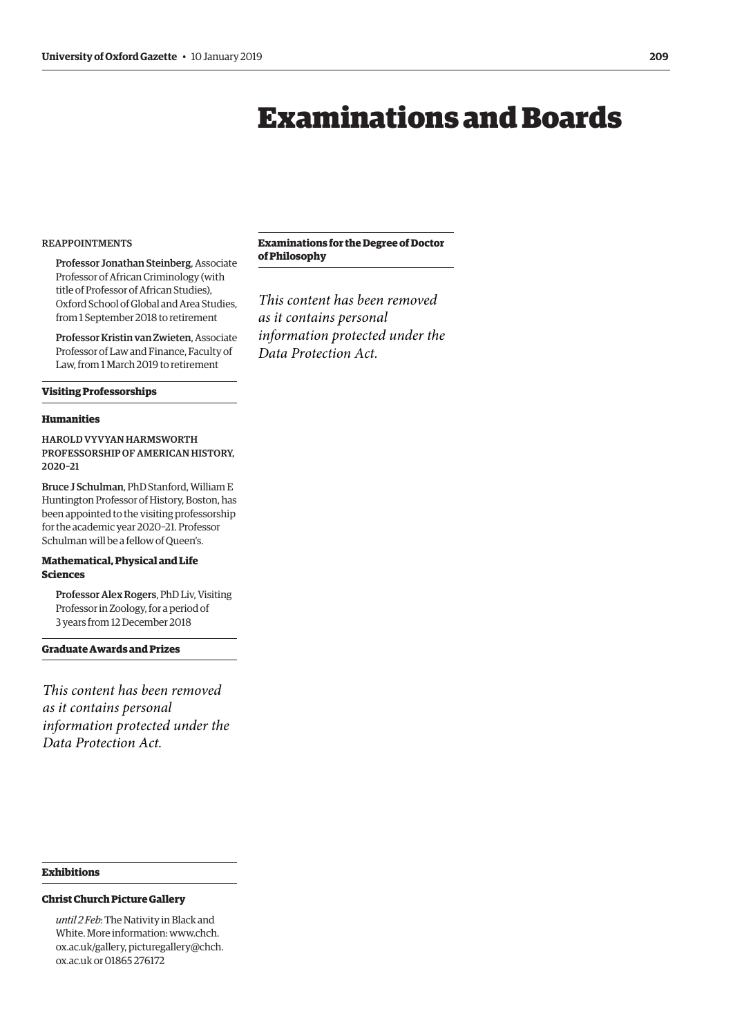# Examinations and Boards

REAPPOINTMENTS

Professor Jonathan Steinberg, Associate Professor of African Criminology (with title of Professor of African Studies), Oxford School of Global and Area Studies, from 1 September 2018 to retirement

Professor Kristin van Zwieten, Associate Professor of Law and Finance, Faculty of Law, from 1 March 2019 to retirement

## Visiting Professorships

### Humanities

HAROLD VYVYAN HARMSWORTH PROFESSORSHIP OF AMERICAN HISTORY, 2020–21

Bruce J Schulman, PhD Stanford, William E Huntington Professor of History, Boston, has been appointed to the visiting professorship for the academic year 2020–21. Professor Schulman will be a fellow of Queen's.

### Mathematical, Physical and Life Sciences

Professor Alex Rogers, PhD Liv, Visiting Professor in Zoology, for a period of 3 years from 12 December 2018

## Graduate Awards and Prizes

*This content has been removed as it contains personal information protected under the Data Protection Act.*

## Exhibitions

### Christ Church Picture Gallery

*until 2 Feb*: The Nativity in Black and White. More information: www.chch.ox.ac.uk/gallery, picturegallery@chch.ox.ac.uk or 01865 276172

## Examinations for the Degree of Doctor of Philosophy

*This content has been removed as it contains personal information protected under the Data Protection Act.*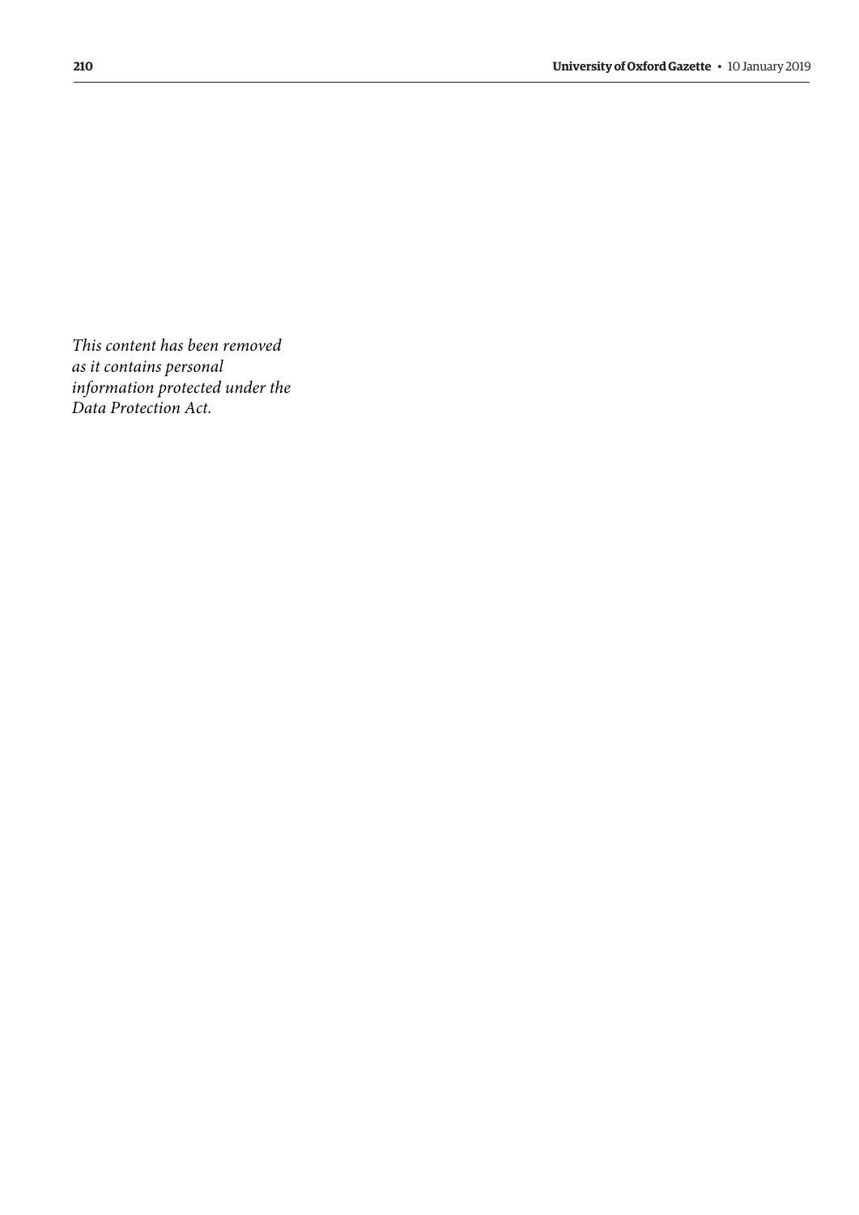*This content has been removed as it contains personal information protected under the Data Protection Act.*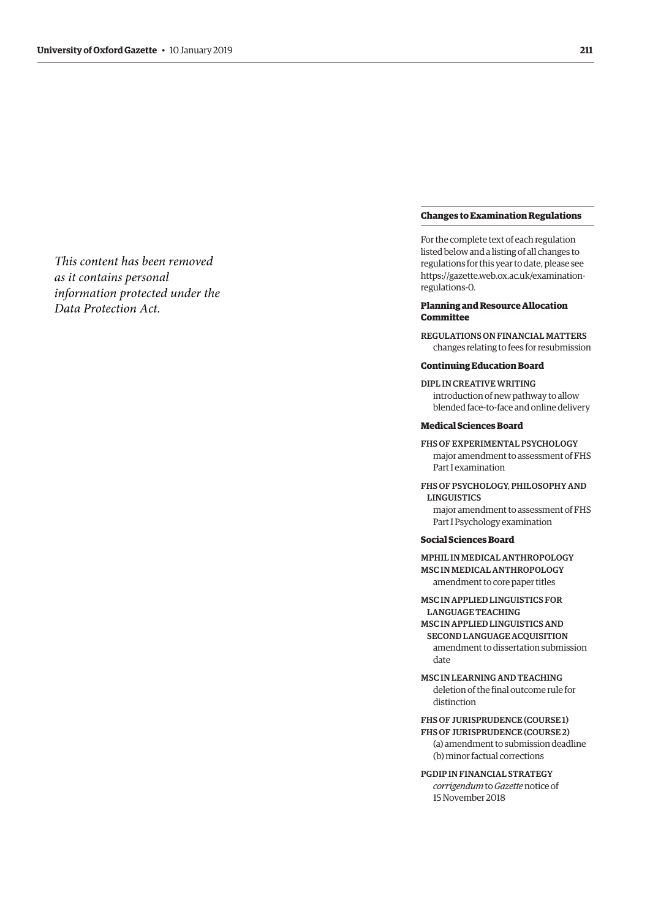*This content has been removed as it contains personal information protected under the Data Protection Act.*

## Changes to Examination Regulations

For the complete text of each regulation listed below and a listing of all changes to regulations for this year to date, please see https://gazette.web.ox.ac.uk/examination-regulations-0.

### Planning and Resource Allocation Committee

REGULATIONS ON FINANCIAL MATTERS
changes relating to fees for resubmission

### Continuing Education Board

DIPL IN CREATIVE WRITING
introduction of new pathway to allow blended face-to-face and online delivery

### Medical Sciences Board

FHS OF EXPERIMENTAL PSYCHOLOGY
major amendment to assessment of FHS Part I examination

FHS OF PSYCHOLOGY, PHILOSOPHY AND LINGUISTICS
major amendment to assessment of FHS Part I Psychology examination

### Social Sciences Board

MPHIL IN MEDICAL ANTHROPOLOGY
MSC IN MEDICAL ANTHROPOLOGY
amendment to core paper titles

MSC IN APPLIED LINGUISTICS FOR LANGUAGE TEACHING
MSC IN APPLIED LINGUISTICS AND SECOND LANGUAGE ACQUISITION
amendment to dissertation submission date

MSC IN LEARNING AND TEACHING
deletion of the final outcome rule for distinction

FHS OF JURISPRUDENCE (COURSE 1)
FHS OF JURISPRUDENCE (COURSE 2)
(a) amendment to submission deadline
(b) minor factual corrections

PGDIP IN FINANCIAL STRATEGY
*corrigendum* to *Gazette* notice of 15 November 2018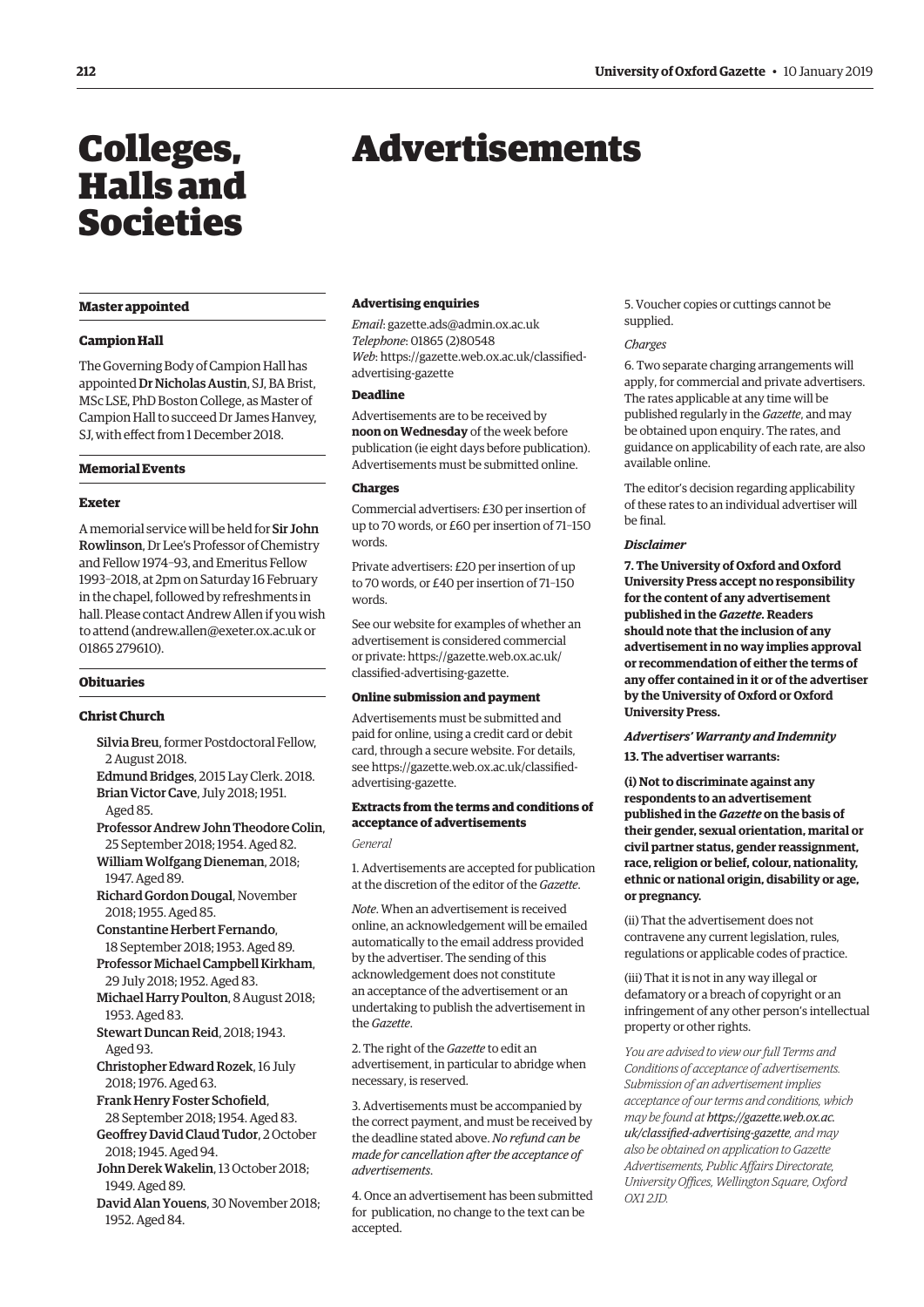# Colleges, Halls and Societies

## Master appointed

### Campion Hall

The Governing Body of Campion Hall has appointed **Dr Nicholas Austin**, SJ, BA Brist, MSc LSE, PhD Boston College, as Master of Campion Hall to succeed Dr James Hanvey, SJ, with effect from 1 December 2018.

## Memorial Events

### Exeter

A memorial service will be held for **Sir John Rowlinson**, Dr Lee's Professor of Chemistry and Fellow 1974–93, and Emeritus Fellow 1993–2018, at 2pm on Saturday 16 February in the chapel, followed by refreshments in hall. Please contact Andrew Allen if you wish to attend (andrew.allen@exeter.ox.ac.uk or 01865 279610).

## Obituaries

### Christ Church

**Silvia Breu**, former Postdoctoral Fellow, 2 August 2018.

**Edmund Bridges**, 2015 Lay Clerk. 2018.

**Brian Victor Cave**, July 2018; 1951. Aged 85.

**Professor Andrew John Theodore Colin**, 25 September 2018; 1954. Aged 82.

**William Wolfgang Dieneman**, 2018; 1947. Aged 89.

**Richard Gordon Dougal**, November 2018; 1955. Aged 85.

**Constantine Herbert Fernando**, 18 September 2018; 1953. Aged 89.

**Professor Michael Campbell Kirkham**, 29 July 2018; 1952. Aged 83.

**Michael Harry Poulton**, 8 August 2018; 1953. Aged 83.

**Stewart Duncan Reid**, 2018; 1943. Aged 93.

**Christopher Edward Rozek**, 16 July 2018; 1976. Aged 63.

**Frank Henry Foster Schofield**, 28 September 2018; 1954. Aged 83.

**Geoffrey David Claud Tudor**, 2 October 2018; 1945. Aged 94.

**John Derek Wakelin**, 13 October 2018; 1949. Aged 89.

**David Alan Youens**, 30 November 2018; 1952. Aged 84.

# Advertisements

### Advertising enquiries

*Email*: gazette.ads@admin.ox.ac.uk
*Telephone*: 01865 (2)80548
*Web*: https://gazette.web.ox.ac.uk/classified-advertising-gazette

### Deadline

Advertisements are to be received by **noon on Wednesday** of the week before publication (ie eight days before publication). Advertisements must be submitted online.

### Charges

Commercial advertisers: £30 per insertion of up to 70 words, or £60 per insertion of 71–150 words.

Private advertisers: £20 per insertion of up to 70 words, or £40 per insertion of 71–150 words.

See our website for examples of whether an advertisement is considered commercial or private: https://gazette.web.ox.ac.uk/classified-advertising-gazette.

### Online submission and payment

Advertisements must be submitted and paid for online, using a credit card or debit card, through a secure website. For details, see https://gazette.web.ox.ac.uk/classified-advertising-gazette.

### Extracts from the terms and conditions of acceptance of advertisements

*General*

1. Advertisements are accepted for publication at the discretion of the editor of the *Gazette*.

*Note*. When an advertisement is received online, an acknowledgement will be emailed automatically to the email address provided by the advertiser. The sending of this acknowledgement does not constitute an acceptance of the advertisement or an undertaking to publish the advertisement in the *Gazette*.

2. The right of the *Gazette* to edit an advertisement, in particular to abridge when necessary, is reserved.

3. Advertisements must be accompanied by the correct payment, and must be received by the deadline stated above. *No refund can be made for cancellation after the acceptance of advertisements*.

4. Once an advertisement has been submitted for publication, no change to the text can be accepted.

5. Voucher copies or cuttings cannot be supplied.

*Charges*

6. Two separate charging arrangements will apply, for commercial and private advertisers. The rates applicable at any time will be published regularly in the *Gazette*, and may be obtained upon enquiry. The rates, and guidance on applicability of each rate, are also available online.

The editor's decision regarding applicability of these rates to an individual advertiser will be final.

***Disclaimer***

**7. The University of Oxford and Oxford University Press accept no responsibility for the content of any advertisement published in the *Gazette*. Readers should note that the inclusion of any advertisement in no way implies approval or recommendation of either the terms of any offer contained in it or of the advertiser by the University of Oxford or Oxford University Press.**

***Advertisers' Warranty and Indemnity***

**13. The advertiser warrants:**

**(i) Not to discriminate against any respondents to an advertisement published in the *Gazette* on the basis of their gender, sexual orientation, marital or civil partner status, gender reassignment, race, religion or belief, colour, nationality, ethnic or national origin, disability or age, or pregnancy.**

(ii) That the advertisement does not contravene any current legislation, rules, regulations or applicable codes of practice.

(iii) That it is not in any way illegal or defamatory or a breach of copyright or an infringement of any other person's intellectual property or other rights.

*You are advised to view our full Terms and Conditions of acceptance of advertisements. Submission of an advertisement implies acceptance of our terms and conditions, which may be found at* ***https://gazette.web.ox.ac.uk/classified-advertising-gazette****, and may also be obtained on application to Gazette Advertisements, Public Affairs Directorate, University Offices, Wellington Square, Oxford OX1 2JD.*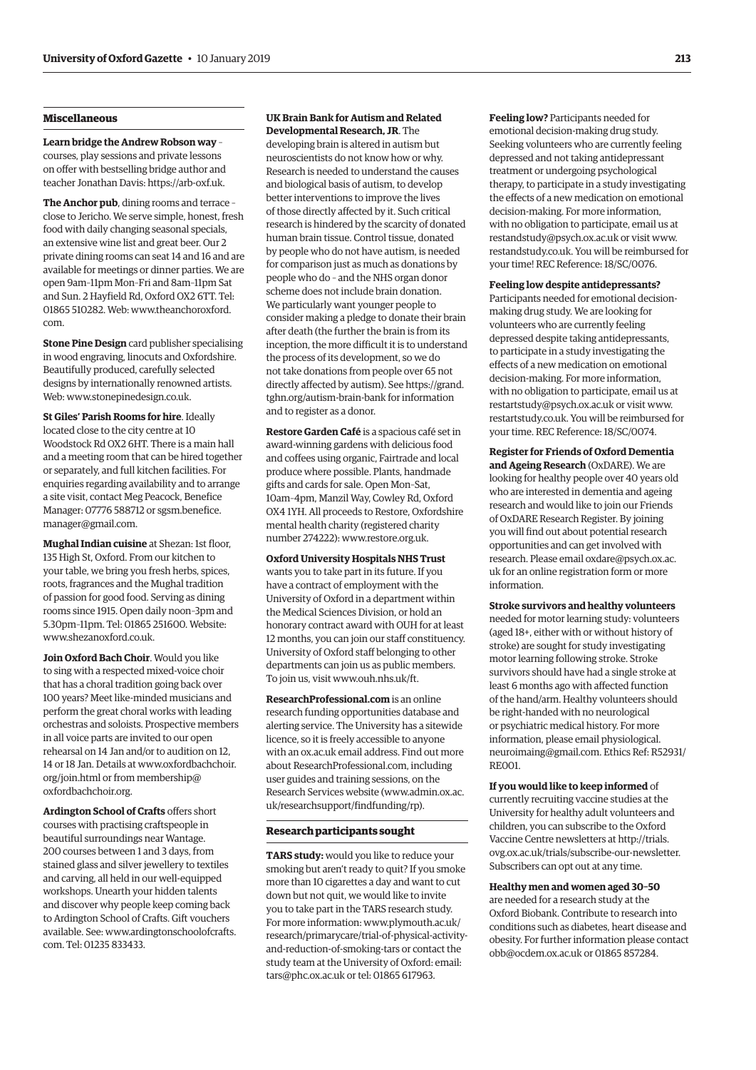## Miscellaneous

**Learn bridge the Andrew Robson way** – courses, play sessions and private lessons on offer with bestselling bridge author and teacher Jonathan Davis: https://arb-oxf.uk.

**The Anchor pub**, dining rooms and terrace – close to Jericho. We serve simple, honest, fresh food with daily changing seasonal specials, an extensive wine list and great beer. Our 2 private dining rooms can seat 14 and 16 and are available for meetings or dinner parties. We are open 9am–11pm Mon–Fri and 8am–11pm Sat and Sun. 2 Hayfield Rd, Oxford OX2 6TT. Tel: 01865 510282. Web: www.theanchoroxford.com.

**Stone Pine Design** card publisher specialising in wood engraving, linocuts and Oxfordshire. Beautifully produced, carefully selected designs by internationally renowned artists. Web: www.stonepinedesign.co.uk.

**St Giles' Parish Rooms for hire**. Ideally located close to the city centre at 10 Woodstock Rd OX2 6HT. There is a main hall and a meeting room that can be hired together or separately, and full kitchen facilities. For enquiries regarding availability and to arrange a site visit, contact Meg Peacock, Benefice Manager: 07776 588712 or sgsm.benefice.manager@gmail.com.

**Mughal Indian cuisine** at Shezan: 1st floor, 135 High St, Oxford. From our kitchen to your table, we bring you fresh herbs, spices, roots, fragrances and the Mughal tradition of passion for good food. Serving as dining rooms since 1915. Open daily noon–3pm and 5.30pm–11pm. Tel: 01865 251600. Website: www.shezanoxford.co.uk.

**Join Oxford Bach Choir**. Would you like to sing with a respected mixed-voice choir that has a choral tradition going back over 100 years? Meet like-minded musicians and perform the great choral works with leading orchestras and soloists. Prospective members in all voice parts are invited to our open rehearsal on 14 Jan and/or to audition on 12, 14 or 18 Jan. Details at www.oxfordbachchoir.org/join.html or from membership@oxfordbachchoir.org.

**Ardington School of Crafts** offers short courses with practising craftspeople in beautiful surroundings near Wantage. 200 courses between 1 and 3 days, from stained glass and silver jewellery to textiles and carving, all held in our well-equipped workshops. Unearth your hidden talents and discover why people keep coming back to Ardington School of Crafts. Gift vouchers available. See: www.ardingtonschoolofcrafts.com. Tel: 01235 833433.

**UK Brain Bank for Autism and Related Developmental Research, JR**. The developing brain is altered in autism but neuroscientists do not know how or why. Research is needed to understand the causes and biological basis of autism, to develop better interventions to improve the lives of those directly affected by it. Such critical research is hindered by the scarcity of donated human brain tissue. Control tissue, donated by people who do not have autism, is needed for comparison just as much as donations by people who do – and the NHS organ donor scheme does not include brain donation. We particularly want younger people to consider making a pledge to donate their brain after death (the further the brain is from its inception, the more difficult it is to understand the process of its development, so we do not take donations from people over 65 not directly affected by autism). See https://grand.tghn.org/autism-brain-bank for information and to register as a donor.

**Restore Garden Café** is a spacious café set in award-winning gardens with delicious food and coffees using organic, Fairtrade and local produce where possible. Plants, handmade gifts and cards for sale. Open Mon–Sat, 10am–4pm, Manzil Way, Cowley Rd, Oxford OX4 1YH. All proceeds to Restore, Oxfordshire mental health charity (registered charity number 274222): www.restore.org.uk.

**Oxford University Hospitals NHS Trust** wants you to take part in its future. If you have a contract of employment with the University of Oxford in a department within the Medical Sciences Division, or hold an honorary contract award with OUH for at least 12 months, you can join our staff constituency. University of Oxford staff belonging to other departments can join us as public members. To join us, visit www.ouh.nhs.uk/ft.

**ResearchProfessional.com** is an online research funding opportunities database and alerting service. The University has a sitewide licence, so it is freely accessible to anyone with an ox.ac.uk email address. Find out more about ResearchProfessional.com, including user guides and training sessions, on the Research Services website (www.admin.ox.ac.uk/researchsupport/findfunding/rp).

## Research participants sought

**TARS study:** would you like to reduce your smoking but aren't ready to quit? If you smoke more than 10 cigarettes a day and want to cut down but not quit, we would like to invite you to take part in the TARS research study. For more information: www.plymouth.ac.uk/research/primarycare/trial-of-physical-activity-and-reduction-of-smoking-tars or contact the study team at the University of Oxford: email: tars@phc.ox.ac.uk or tel: 01865 617963.

**Feeling low?** Participants needed for emotional decision-making drug study. Seeking volunteers who are currently feeling depressed and not taking antidepressant treatment or undergoing psychological therapy, to participate in a study investigating the effects of a new medication on emotional decision-making. For more information, with no obligation to participate, email us at restandstudy@psych.ox.ac.uk or visit www.restandstudy.co.uk. You will be reimbursed for your time! REC Reference: 18/SC/0076.

**Feeling low despite antidepressants?** Participants needed for emotional decision-making drug study. We are looking for volunteers who are currently feeling depressed despite taking antidepressants, to participate in a study investigating the effects of a new medication on emotional decision-making. For more information, with no obligation to participate, email us at restartstudy@psych.ox.ac.uk or visit www.restartstudy.co.uk. You will be reimbursed for your time. REC Reference: 18/SC/0074.

**Register for Friends of Oxford Dementia and Ageing Research** (OxDARE). We are looking for healthy people over 40 years old who are interested in dementia and ageing research and would like to join our Friends of OxDARE Research Register. By joining you will find out about potential research opportunities and can get involved with research. Please email oxdare@psych.ox.ac.uk for an online registration form or more information.

**Stroke survivors and healthy volunteers** needed for motor learning study: volunteers (aged 18+, either with or without history of stroke) are sought for study investigating motor learning following stroke. Stroke survivors should have had a single stroke at least 6 months ago with affected function of the hand/arm. Healthy volunteers should be right-handed with no neurological or psychiatric medical history. For more information, please email physiological.neuroimaing@gmail.com. Ethics Ref: R52931/RE001.

**If you would like to keep informed** of currently recruiting vaccine studies at the University for healthy adult volunteers and children, you can subscribe to the Oxford Vaccine Centre newsletters at http://trials.ovg.ox.ac.uk/trials/subscribe-our-newsletter. Subscribers can opt out at any time.

**Healthy men and women aged 30–50** are needed for a research study at the Oxford Biobank. Contribute to research into conditions such as diabetes, heart disease and obesity. For further information please contact obb@ocdem.ox.ac.uk or 01865 857284.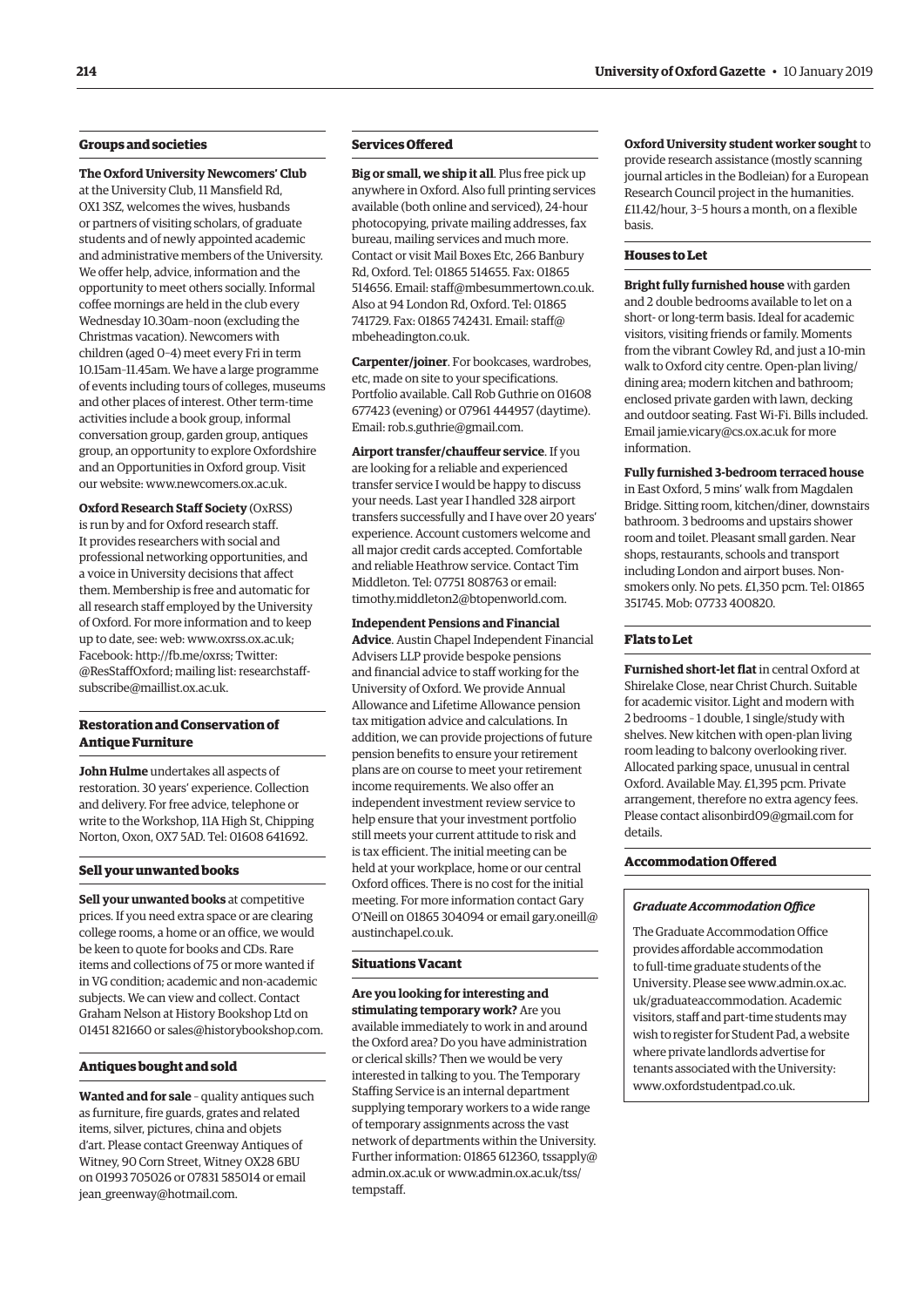## Groups and societies

**The Oxford University Newcomers' Club** at the University Club, 11 Mansfield Rd, OX1 3SZ, welcomes the wives, husbands or partners of visiting scholars, of graduate students and of newly appointed academic and administrative members of the University. We offer help, advice, information and the opportunity to meet others socially. Informal coffee mornings are held in the club every Wednesday 10.30am–noon (excluding the Christmas vacation). Newcomers with children (aged 0–4) meet every Fri in term 10.15am–11.45am. We have a large programme of events including tours of colleges, museums and other places of interest. Other term-time activities include a book group, informal conversation group, garden group, antiques group, an opportunity to explore Oxfordshire and an Opportunities in Oxford group. Visit our website: www.newcomers.ox.ac.uk.

**Oxford Research Staff Society** (OxRSS) is run by and for Oxford research staff. It provides researchers with social and professional networking opportunities, and a voice in University decisions that affect them. Membership is free and automatic for all research staff employed by the University of Oxford. For more information and to keep up to date, see: web: www.oxrss.ox.ac.uk; Facebook: http://fb.me/oxrss; Twitter: @ResStaffOxford; mailing list: researchstaff-subscribe@maillist.ox.ac.uk.

## Restoration and Conservation of Antique Furniture

**John Hulme** undertakes all aspects of restoration. 30 years' experience. Collection and delivery. For free advice, telephone or write to the Workshop, 11A High St, Chipping Norton, Oxon, OX7 5AD. Tel: 01608 641692.

## Sell your unwanted books

**Sell your unwanted books** at competitive prices. If you need extra space or are clearing college rooms, a home or an office, we would be keen to quote for books and CDs. Rare items and collections of 75 or more wanted if in VG condition; academic and non-academic subjects. We can view and collect. Contact Graham Nelson at History Bookshop Ltd on 01451 821660 or sales@historybookshop.com.

## Antiques bought and sold

**Wanted and for sale** – quality antiques such as furniture, fire guards, grates and related items, silver, pictures, china and objets d'art. Please contact Greenway Antiques of Witney, 90 Corn Street, Witney OX28 6BU on 01993 705026 or 07831 585014 or email jean_greenway@hotmail.com.

## Services Offered

**Big or small, we ship it all**. Plus free pick up anywhere in Oxford. Also full printing services available (both online and serviced), 24-hour photocopying, private mailing addresses, fax bureau, mailing services and much more. Contact or visit Mail Boxes Etc, 266 Banbury Rd, Oxford. Tel: 01865 514655. Fax: 01865 514656. Email: staff@mbesummertown.co.uk. Also at 94 London Rd, Oxford. Tel: 01865 741729. Fax: 01865 742431. Email: staff@mbeheadington.co.uk.

**Carpenter/joiner**. For bookcases, wardrobes, etc, made on site to your specifications. Portfolio available. Call Rob Guthrie on 01608 677423 (evening) or 07961 444957 (daytime). Email: rob.s.guthrie@gmail.com.

**Airport transfer/chauffeur service**. If you are looking for a reliable and experienced transfer service I would be happy to discuss your needs. Last year I handled 328 airport transfers successfully and I have over 20 years' experience. Account customers welcome and all major credit cards accepted. Comfortable and reliable Heathrow service. Contact Tim Middleton. Tel: 07751 808763 or email: timothy.middleton2@btopenworld.com.

**Independent Pensions and Financial Advice**. Austin Chapel Independent Financial Advisers LLP provide bespoke pensions and financial advice to staff working for the University of Oxford. We provide Annual Allowance and Lifetime Allowance pension tax mitigation advice and calculations. In addition, we can provide projections of future pension benefits to ensure your retirement plans are on course to meet your retirement income requirements. We also offer an independent investment review service to help ensure that your investment portfolio still meets your current attitude to risk and is tax efficient. The initial meeting can be held at your workplace, home or our central Oxford offices. There is no cost for the initial meeting. For more information contact Gary O'Neill on 01865 304094 or email gary.oneill@austinchapel.co.uk.

## Situations Vacant

**Are you looking for interesting and stimulating temporary work?** Are you available immediately to work in and around the Oxford area? Do you have administration or clerical skills? Then we would be very interested in talking to you. The Temporary Staffing Service is an internal department supplying temporary workers to a wide range of temporary assignments across the vast network of departments within the University. Further information: 01865 612360, tssapply@admin.ox.ac.uk or www.admin.ox.ac.uk/tss/tempstaff.

**Oxford University student worker sought** to provide research assistance (mostly scanning journal articles in the Bodleian) for a European Research Council project in the humanities. £11.42/hour, 3–5 hours a month, on a flexible basis.

## Houses to Let

**Bright fully furnished house** with garden and 2 double bedrooms available to let on a short- or long-term basis. Ideal for academic visitors, visiting friends or family. Moments from the vibrant Cowley Rd, and just a 10-min walk to Oxford city centre. Open-plan living/dining area; modern kitchen and bathroom; enclosed private garden with lawn, decking and outdoor seating. Fast Wi-Fi. Bills included. Email jamie.vicary@cs.ox.ac.uk for more information.

**Fully furnished 3-bedroom terraced house** in East Oxford, 5 mins' walk from Magdalen Bridge. Sitting room, kitchen/diner, downstairs bathroom. 3 bedrooms and upstairs shower room and toilet. Pleasant small garden. Near shops, restaurants, schools and transport including London and airport buses. Non-smokers only. No pets. £1,350 pcm. Tel: 01865 351745. Mob: 07733 400820.

## Flats to Let

**Furnished short-let flat** in central Oxford at Shirelake Close, near Christ Church. Suitable for academic visitor. Light and modern with 2 bedrooms – 1 double, 1 single/study with shelves. New kitchen with open-plan living room leading to balcony overlooking river. Allocated parking space, unusual in central Oxford. Available May. £1,395 pcm. Private arrangement, therefore no extra agency fees. Please contact alisonbird09@gmail.com for details.

## Accommodation Offered

### *Graduate Accommodation Office*

The Graduate Accommodation Office provides affordable accommodation to full-time graduate students of the University. Please see www.admin.ox.ac.uk/graduateaccommodation. Academic visitors, staff and part-time students may wish to register for Student Pad, a website where private landlords advertise for tenants associated with the University: www.oxfordstudentpad.co.uk.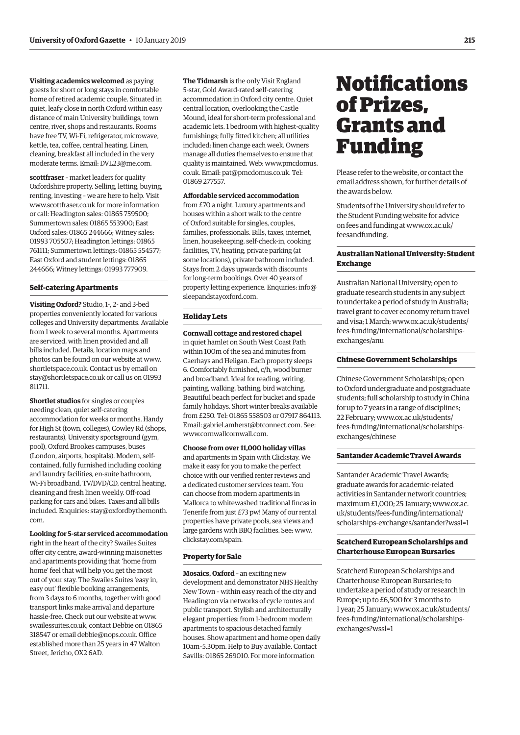**Visiting academics welcomed** as paying guests for short or long stays in comfortable home of retired academic couple. Situated in quiet, leafy close in north Oxford within easy distance of main University buildings, town centre, river, shops and restaurants. Rooms have free TV, Wi-Fi, refrigerator, microwave, kettle, tea, coffee, central heating. Linen, cleaning, breakfast all included in the very moderate terms. Email: DVL23@me.com.

**scottfraser** – market leaders for quality Oxfordshire property. Selling, letting, buying, renting, investing – we are here to help. Visit www.scottfraser.co.uk for more information or call: Headington sales: 01865 759500; Summertown sales: 01865 553900; East Oxford sales: 01865 244666; Witney sales: 01993 705507; Headington lettings: 01865 761111; Summertown lettings: 01865 554577; East Oxford and student lettings: 01865 244666; Witney lettings: 01993 777909.

### Self-catering Apartments

**Visiting Oxford?** Studio, 1-, 2- and 3-bed properties conveniently located for various colleges and University departments. Available from 1 week to several months. Apartments are serviced, with linen provided and all bills included. Details, location maps and photos can be found on our website at www.shortletspace.co.uk. Contact us by email on stay@shortletspace.co.uk or call us on 01993 811711.

**Shortlet studios** for singles or couples needing clean, quiet self-catering accommodation for weeks or months. Handy for High St (town, colleges), Cowley Rd (shops, restaurants), University sportsground (gym, pool), Oxford Brookes campuses, buses (London, airports, hospitals). Modern, self-contained, fully furnished including cooking and laundry facilities, en-suite bathroom, Wi-Fi broadband, TV/DVD/CD, central heating, cleaning and fresh linen weekly. Off-road parking for cars and bikes. Taxes and all bills included. Enquiries: stay@oxfordbythemonth.com.

**Looking for 5-star serviced accommodation** right in the heart of the city? Swailes Suites offer city centre, award-winning maisonettes and apartments providing that 'home from home' feel that will help you get the most out of your stay. The Swailes Suites 'easy in, easy out' flexible booking arrangements, from 3 days to 6 months, together with good transport links make arrival and departure hassle-free. Check out our website at www.swailessuites.co.uk, contact Debbie on 01865 318547 or email debbie@nops.co.uk. Office established more than 25 years in 47 Walton Street, Jericho, OX2 6AD.

**The Tidmarsh** is the only Visit England 5-star, Gold Award-rated self-catering accommodation in Oxford city centre. Quiet central location, overlooking the Castle Mound, ideal for short-term professional and academic lets. 1 bedroom with highest-quality furnishings; fully fitted kitchen; all utilities included; linen change each week. Owners manage all duties themselves to ensure that quality is maintained. Web: www.pmcdomus.co.uk. Email: pat@pmcdomus.co.uk. Tel: 01869 277557.

**Affordable serviced accommodation** from £70 a night. Luxury apartments and houses within a short walk to the centre of Oxford suitable for singles, couples, families, professionals. Bills, taxes, internet, linen, housekeeping, self-check-in, cooking facilities, TV, heating, private parking (at some locations), private bathroom included. Stays from 2 days upwards with discounts for long-term bookings. Over 40 years of property letting experience. Enquiries: info@sleepandstayoxford.com.

### Holiday Lets

**Cornwall cottage and restored chapel** in quiet hamlet on South West Coast Path within 100m of the sea and minutes from Caerhays and Heligan. Each property sleeps 6. Comfortably furnished, c/h, wood burner and broadband. Ideal for reading, writing, painting, walking, bathing, bird watching. Beautiful beach perfect for bucket and spade family holidays. Short winter breaks available from £250. Tel: 01865 558503 or 07917 864113. Email: gabriel.amherst@btconnect.com. See: www.cornwallcornwall.com.

**Choose from over 11,000 holiday villas** and apartments in Spain with Clickstay. We make it easy for you to make the perfect choice with our verified renter reviews and a dedicated customer services team. You can choose from modern apartments in Mallorca to whitewashed traditional fincas in Tenerife from just £73 pw! Many of our rental properties have private pools, sea views and large gardens with BBQ facilities. See: www.clickstay.com/spain.

### Property for Sale

**Mosaics, Oxford** – an exciting new development and demonstrator NHS Healthy New Town – within easy reach of the city and Headington via networks of cycle routes and public transport. Stylish and architecturally elegant properties: from 1-bedroom modern apartments to spacious detached family houses. Show apartment and home open daily 10am–5.30pm. Help to Buy available. Contact Savills: 01865 269010. For more information

# Notifications of Prizes, Grants and Funding

Please refer to the website, or contact the email address shown, for further details of the awards below.

Students of the University should refer to the Student Funding website for advice on fees and funding at www.ox.ac.uk/feesandfunding.

### Australian National University: Student Exchange

Australian National University; open to graduate research students in any subject to undertake a period of study in Australia; travel grant to cover economy return travel and visa; 1 March; www.ox.ac.uk/students/fees-funding/international/scholarships-exchanges/anu

### Chinese Government Scholarships

Chinese Government Scholarships; open to Oxford undergraduate and postgraduate students; full scholarship to study in China for up to 7 years in a range of disciplines; 22 February; www.ox.ac.uk/students/fees-funding/international/scholarships-exchanges/chinese

### Santander Academic Travel Awards

Santander Academic Travel Awards; graduate awards for academic-related activities in Santander network countries; maximum £1,000; 25 January; www.ox.ac.uk/students/fees-funding/international/scholarships-exchanges/santander?wssl=1

### Scatcherd European Scholarships and Charterhouse European Bursaries

Scatcherd European Scholarships and Charterhouse European Bursaries; to undertake a period of study or research in Europe; up to £6,500 for 3 months to 1 year; 25 January; www.ox.ac.uk/students/fees-funding/international/scholarships-exchanges?wssl=1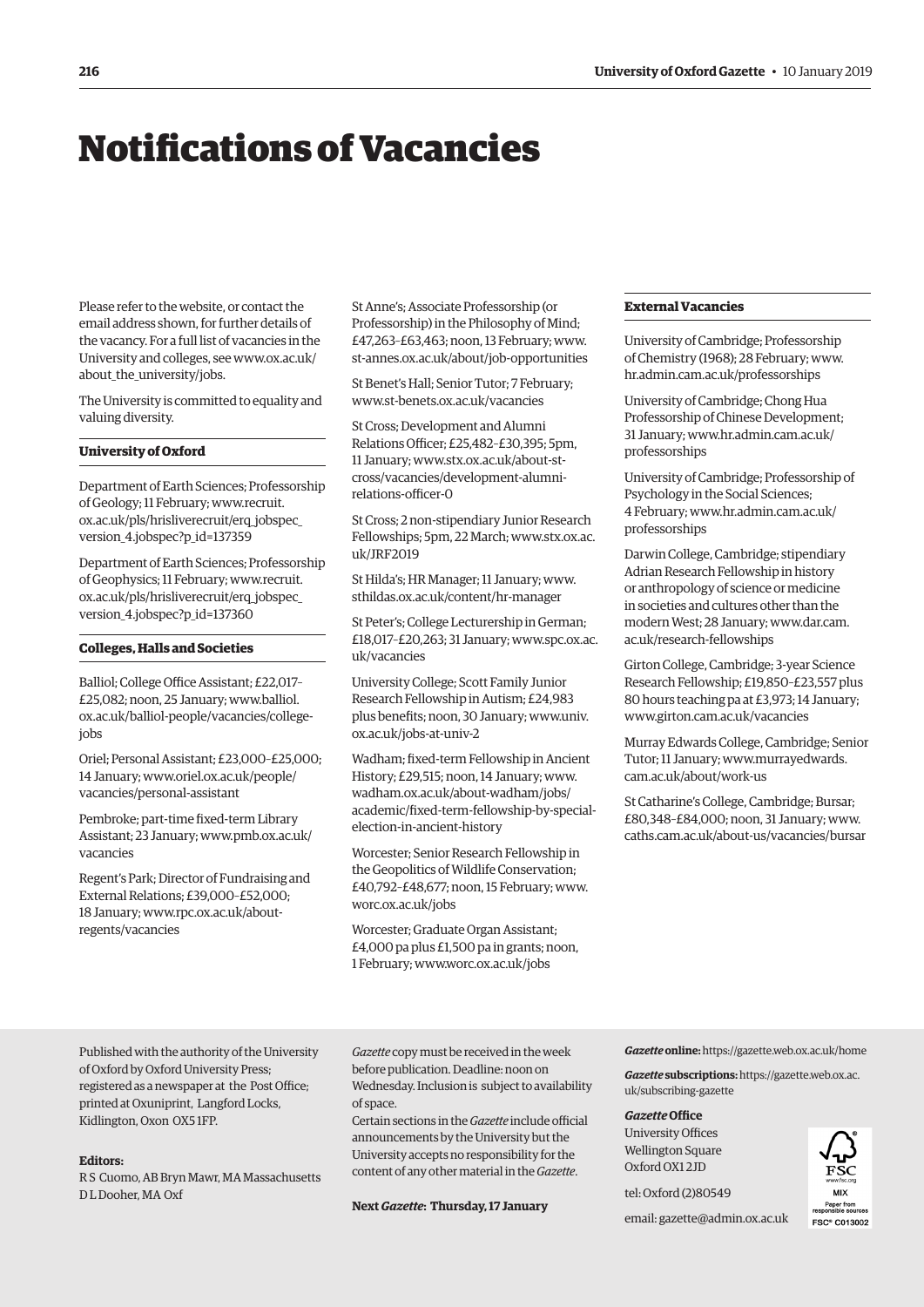# Notifications of Vacancies

Please refer to the website, or contact the email address shown, for further details of the vacancy. For a full list of vacancies in the University and colleges, see www.ox.ac.uk/about_the_university/jobs.

The University is committed to equality and valuing diversity.

## University of Oxford

Department of Earth Sciences; Professorship of Geology; 11 February; www.recruit.ox.ac.uk/pls/hrisliverecruit/erq_jobspec_version_4.jobspec?p_id=137359

Department of Earth Sciences; Professorship of Geophysics; 11 February; www.recruit.ox.ac.uk/pls/hrisliverecruit/erq_jobspec_version_4.jobspec?p_id=137360

## Colleges, Halls and Societies

Balliol; College Office Assistant; £22,017–£25,082; noon, 25 January; www.balliol.ox.ac.uk/balliol-people/vacancies/college-jobs

Oriel; Personal Assistant; £23,000–£25,000; 14 January; www.oriel.ox.ac.uk/people/vacancies/personal-assistant

Pembroke; part-time fixed-term Library Assistant; 23 January; www.pmb.ox.ac.uk/vacancies

Regent's Park; Director of Fundraising and External Relations; £39,000–£52,000; 18 January; www.rpc.ox.ac.uk/about-regents/vacancies

St Anne's; Associate Professorship (or Professorship) in the Philosophy of Mind; £47,263–£63,463; noon, 13 February; www.st-annes.ox.ac.uk/about/job-opportunities

St Benet's Hall; Senior Tutor; 7 February; www.st-benets.ox.ac.uk/vacancies

St Cross; Development and Alumni Relations Officer; £25,482–£30,395; 5pm, 11 January; www.stx.ox.ac.uk/about-st-cross/vacancies/development-alumni-relations-officer-0

St Cross; 2 non-stipendiary Junior Research Fellowships; 5pm, 22 March; www.stx.ox.ac.uk/JRF2019

St Hilda's; HR Manager; 11 January; www.sthildas.ox.ac.uk/content/hr-manager

St Peter's; College Lecturership in German; £18,017–£20,263; 31 January; www.spc.ox.ac.uk/vacancies

University College; Scott Family Junior Research Fellowship in Autism; £24,983 plus benefits; noon, 30 January; www.univ.ox.ac.uk/jobs-at-univ-2

Wadham; fixed-term Fellowship in Ancient History; £29,515; noon, 14 January; www.wadham.ox.ac.uk/about-wadham/jobs/academic/fixed-term-fellowship-by-special-election-in-ancient-history

Worcester; Senior Research Fellowship in the Geopolitics of Wildlife Conservation; £40,792–£48,677; noon, 15 February; www.worc.ox.ac.uk/jobs

Worcester; Graduate Organ Assistant; £4,000 pa plus £1,500 pa in grants; noon, 1 February; www.worc.ox.ac.uk/jobs

## External Vacancies

University of Cambridge; Professorship of Chemistry (1968); 28 February; www.hr.admin.cam.ac.uk/professorships

University of Cambridge; Chong Hua Professorship of Chinese Development; 31 January; www.hr.admin.cam.ac.uk/professorships

University of Cambridge; Professorship of Psychology in the Social Sciences; 4 February; www.hr.admin.cam.ac.uk/professorships

Darwin College, Cambridge; stipendiary Adrian Research Fellowship in history or anthropology of science or medicine in societies and cultures other than the modern West; 28 January; www.dar.cam.ac.uk/research-fellowships

Girton College, Cambridge; 3-year Science Research Fellowship; £19,850–£23,557 plus 80 hours teaching pa at £3,973; 14 January; www.girton.cam.ac.uk/vacancies

Murray Edwards College, Cambridge; Senior Tutor; 11 January; www.murrayedwards.cam.ac.uk/about/work-us

St Catharine's College, Cambridge; Bursar; £80,348–£84,000; noon, 31 January; www.caths.cam.ac.uk/about-us/vacancies/bursar

---

Published with the authority of the University of Oxford by Oxford University Press; registered as a newspaper at the Post Office; printed at Oxuniprint, Langford Locks, Kidlington, Oxon OX5 1FP.

**Editors:**
R S Cuomo, AB Bryn Mawr, MA Massachusetts
D L Dooher, MA Oxf

*Gazette* copy must be received in the week before publication. Deadline: noon on Wednesday. Inclusion is subject to availability of space.
Certain sections in the *Gazette* include official announcements by the University but the University accepts no responsibility for the content of any other material in the *Gazette*.

**Next *Gazette*: Thursday, 17 January**

***Gazette* online:** https://gazette.web.ox.ac.uk/home

***Gazette* subscriptions:** https://gazette.web.ox.ac.uk/subscribing-gazette

***Gazette* Office**
University Offices
Wellington Square
Oxford OX1 2JD

tel: Oxford (2)80549

email: gazette@admin.ox.ac.uk

FSC www.fsc.org MIX Paper from responsible sources FSC® C013002